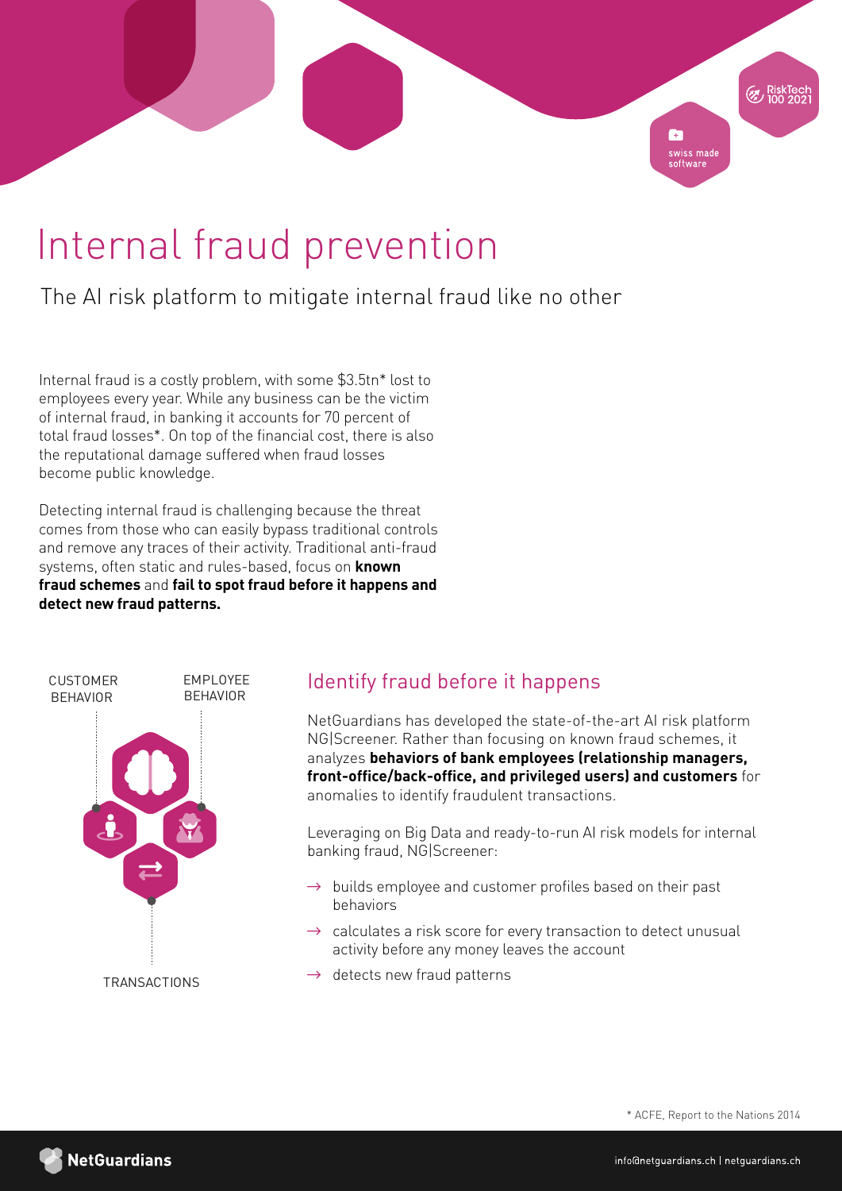# Internal fraud prevention

## The AI risk platform to mitigate internal fraud like no other

Internal fraud is a costly problem, with some $3.5tn* lost to employees every year. While any business can be the victim of internal fraud, in banking it accounts for 70 percent of total fraud losses*. On top of the financial cost, there is also the reputational damage suffered when fraud losses become public knowledge.

Detecting internal fraud is challenging because the threat comes from those who can easily bypass traditional controls and remove any traces of their activity. Traditional anti-fraud systems, often static and rules-based, focus on **known fraud schemes** and **fail to spot fraud before it happens and detect new fraud patterns.**

CUSTOMER BEHAVIOR

EMPLOYEE BEHAVIOR

TRANSACTIONS

## Identify fraud before it happens

NetGuardians has developed the state-of-the-art AI risk platform NG|Screener. Rather than focusing on known fraud schemes, it analyzes **behaviors of bank employees (relationship managers, front-office/back-office, and privileged users) and customers** for anomalies to identify fraudulent transactions.

Leveraging on Big Data and ready-to-run AI risk models for internal banking fraud, NG|Screener:

- → builds employee and customer profiles based on their past behaviors
- → calculates a risk score for every transaction to detect unusual activity before any money leaves the account
- → detects new fraud patterns

\* ACFE, Report to the Nations 2014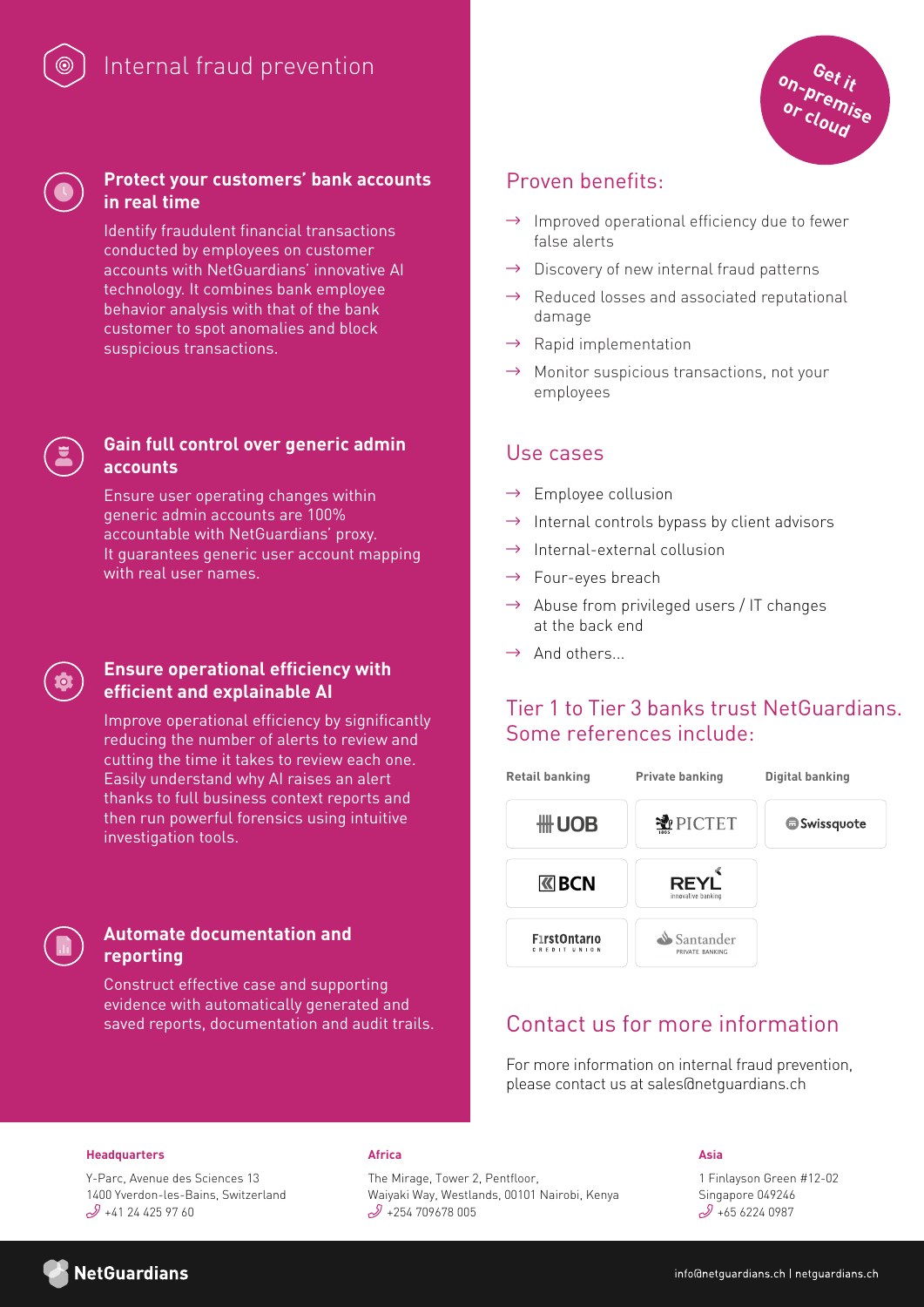# Internal fraud prevention

### Protect your customers' bank accounts in real time

Identify fraudulent financial transactions conducted by employees on customer accounts with NetGuardians' innovative AI technology. It combines bank employee behavior analysis with that of the bank customer to spot anomalies and block suspicious transactions.

### Gain full control over generic admin accounts

Ensure user operating changes within generic admin accounts are 100% accountable with NetGuardians' proxy. It guarantees generic user account mapping with real user names.

### Ensure operational efficiency with efficient and explainable AI

Improve operational efficiency by significantly reducing the number of alerts to review and cutting the time it takes to review each one. Easily understand why AI raises an alert thanks to full business context reports and then run powerful forensics using intuitive investigation tools.

### Automate documentation and reporting

Construct effective case and supporting evidence with automatically generated and saved reports, documentation and audit trails.

**Get it on-premise or cloud**

## Proven benefits:

- Improved operational efficiency due to fewer false alerts
- Discovery of new internal fraud patterns
- Reduced losses and associated reputational damage
- Rapid implementation
- Monitor suspicious transactions, not your employees

## Use cases

- Employee collusion
- Internal controls bypass by client advisors
- Internal-external collusion
- Four-eyes breach
- Abuse from privileged users / IT changes at the back end
- And others...

## Tier 1 to Tier 3 banks trust NetGuardians. Some references include:

| Retail banking | Private banking | Digital banking |
| --- | --- | --- |
| UOB | PICTET | Swissquote |
| BCN | REYL innovative banking | |
| FirstOntario Credit Union | Santander Private Banking | |

## Contact us for more information

For more information on internal fraud prevention, please contact us at sales@netguardians.ch

**Headquarters**
Y-Parc, Avenue des Sciences 13
1400 Yverdon-les-Bains, Switzerland
+41 24 425 97 60

**Africa**
The Mirage, Tower 2, Pentfloor,
Waiyaki Way, Westlands, 00101 Nairobi, Kenya
+254 709678 005

**Asia**
1 Finlayson Green #12-02
Singapore 049246
+65 6224 0987

NetGuardians

info@netguardians.ch | netguardians.ch